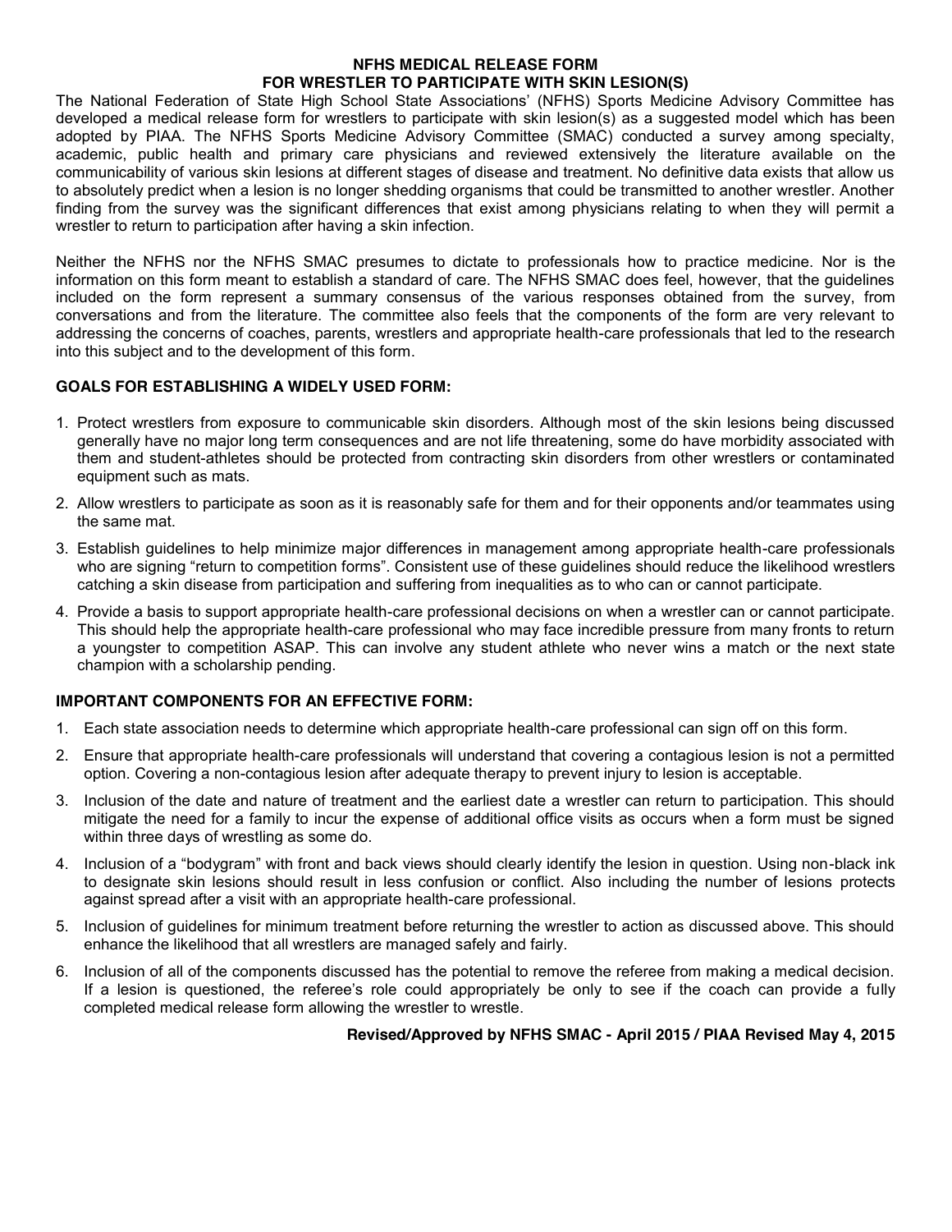# NFHS MEDICAL RELEASE FORM
# FOR WRESTLER TO PARTICIPATE WITH SKIN LESION(S)

The National Federation of State High School State Associations' (NFHS) Sports Medicine Advisory Committee has developed a medical release form for wrestlers to participate with skin lesion(s) as a suggested model which has been adopted by PIAA. The NFHS Sports Medicine Advisory Committee (SMAC) conducted a survey among specialty, academic, public health and primary care physicians and reviewed extensively the literature available on the communicability of various skin lesions at different stages of disease and treatment. No definitive data exists that allow us to absolutely predict when a lesion is no longer shedding organisms that could be transmitted to another wrestler. Another finding from the survey was the significant differences that exist among physicians relating to when they will permit a wrestler to return to participation after having a skin infection.

Neither the NFHS nor the NFHS SMAC presumes to dictate to professionals how to practice medicine. Nor is the information on this form meant to establish a standard of care. The NFHS SMAC does feel, however, that the guidelines included on the form represent a summary consensus of the various responses obtained from the survey, from conversations and from the literature. The committee also feels that the components of the form are very relevant to addressing the concerns of coaches, parents, wrestlers and appropriate health-care professionals that led to the research into this subject and to the development of this form.

## GOALS FOR ESTABLISHING A WIDELY USED FORM:

1. Protect wrestlers from exposure to communicable skin disorders. Although most of the skin lesions being discussed generally have no major long term consequences and are not life threatening, some do have morbidity associated with them and student-athletes should be protected from contracting skin disorders from other wrestlers or contaminated equipment such as mats.
2. Allow wrestlers to participate as soon as it is reasonably safe for them and for their opponents and/or teammates using the same mat.
3. Establish guidelines to help minimize major differences in management among appropriate health-care professionals who are signing "return to competition forms". Consistent use of these guidelines should reduce the likelihood wrestlers catching a skin disease from participation and suffering from inequalities as to who can or cannot participate.
4. Provide a basis to support appropriate health-care professional decisions on when a wrestler can or cannot participate. This should help the appropriate health-care professional who may face incredible pressure from many fronts to return a youngster to competition ASAP. This can involve any student athlete who never wins a match or the next state champion with a scholarship pending.

## IMPORTANT COMPONENTS FOR AN EFFECTIVE FORM:

1. Each state association needs to determine which appropriate health-care professional can sign off on this form.
2. Ensure that appropriate health-care professionals will understand that covering a contagious lesion is not a permitted option. Covering a non-contagious lesion after adequate therapy to prevent injury to lesion is acceptable.
3. Inclusion of the date and nature of treatment and the earliest date a wrestler can return to participation. This should mitigate the need for a family to incur the expense of additional office visits as occurs when a form must be signed within three days of wrestling as some do.
4. Inclusion of a "bodygram" with front and back views should clearly identify the lesion in question. Using non-black ink to designate skin lesions should result in less confusion or conflict. Also including the number of lesions protects against spread after a visit with an appropriate health-care professional.
5. Inclusion of guidelines for minimum treatment before returning the wrestler to action as discussed above. This should enhance the likelihood that all wrestlers are managed safely and fairly.
6. Inclusion of all of the components discussed has the potential to remove the referee from making a medical decision. If a lesion is questioned, the referee's role could appropriately be only to see if the coach can provide a fully completed medical release form allowing the wrestler to wrestle.

**Revised/Approved by NFHS SMAC - April 2015 / PIAA Revised May 4, 2015**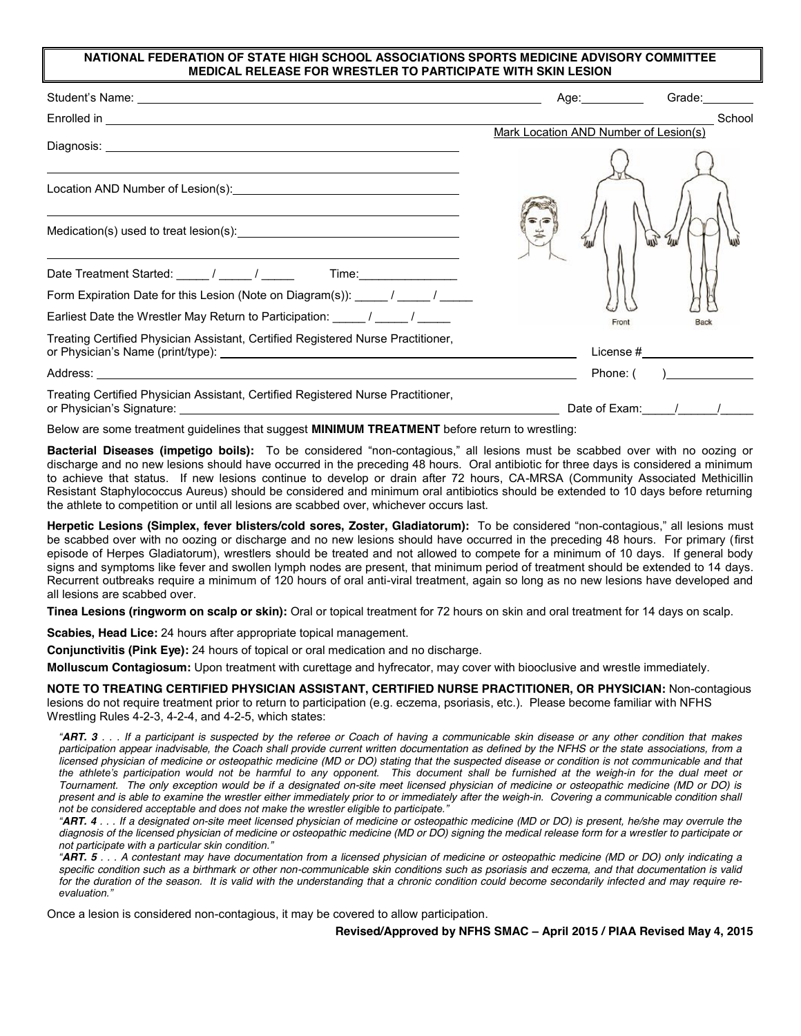**NATIONAL FEDERATION OF STATE HIGH SCHOOL ASSOCIATIONS SPORTS MEDICINE ADVISORY COMMITTEE**
**MEDICAL RELEASE FOR WRESTLER TO PARTICIPATE WITH SKIN LESION**

Student's Name: ________________________________________ Age: __________ Grade: ________

Enrolled in ________________________________________________________________ School

Diagnosis: ________________________________________

Location AND Number of Lesion(s): ________________________________________

Medication(s) used to treat lesion(s): ________________________________________

Date Treatment Started: _____ / _____ / _____ Time: _______________

Form Expiration Date for this Lesion (Note on Diagram(s)): _____ / _____ / _____

Earliest Date the Wrestler May Return to Participation: _____ / _____ / _____

Mark Location AND Number of Lesion(s)

Front

Back

Treating Certified Physician Assistant, Certified Registered Nurse Practitioner, or Physician's Name (print/type): ________________________________________ License # _______________

Address: ________________________________________ Phone: ( ) _______________

Treating Certified Physician Assistant, Certified Registered Nurse Practitioner, or Physician's Signature: ________________________________________ Date of Exam: _____ / _____ / _____

Below are some treatment guidelines that suggest **MINIMUM TREATMENT** before return to wrestling:

**Bacterial Diseases (impetigo boils):** To be considered "non-contagious," all lesions must be scabbed over with no oozing or discharge and no new lesions should have occurred in the preceding 48 hours. Oral antibiotic for three days is considered a minimum to achieve that status. If new lesions continue to develop or drain after 72 hours, CA-MRSA (Community Associated Methicillin Resistant Staphylococcus Aureus) should be considered and minimum oral antibiotics should be extended to 10 days before returning the athlete to competition or until all lesions are scabbed over, whichever occurs last.

**Herpetic Lesions (Simplex, fever blisters/cold sores, Zoster, Gladiatorum):** To be considered "non-contagious," all lesions must be scabbed over with no oozing or discharge and no new lesions should have occurred in the preceding 48 hours. For primary (first episode of Herpes Gladiatorum), wrestlers should be treated and not allowed to compete for a minimum of 10 days. If general body signs and symptoms like fever and swollen lymph nodes are present, that minimum period of treatment should be extended to 14 days. Recurrent outbreaks require a minimum of 120 hours of oral anti-viral treatment, again so long as no new lesions have developed and all lesions are scabbed over.

**Tinea Lesions (ringworm on scalp or skin):** Oral or topical treatment for 72 hours on skin and oral treatment for 14 days on scalp.

**Scabies, Head Lice:** 24 hours after appropriate topical management.

**Conjunctivitis (Pink Eye):** 24 hours of topical or oral medication and no discharge.

**Molluscum Contagiosum:** Upon treatment with curettage and hyfrecator, may cover with biooclusive and wrestle immediately.

**NOTE TO TREATING CERTIFIED PHYSICIAN ASSISTANT, CERTIFIED NURSE PRACTITIONER, OR PHYSICIAN:** Non-contagious lesions do not require treatment prior to return to participation (e.g. eczema, psoriasis, etc.). Please become familiar with NFHS Wrestling Rules 4-2-3, 4-2-4, and 4-2-5, which states:

*"**ART. 3** . . . If a participant is suspected by the referee or Coach of having a communicable skin disease or any other condition that makes participation appear inadvisable, the Coach shall provide current written documentation as defined by the NFHS or the state associations, from a licensed physician of medicine or osteopathic medicine (MD or DO) stating that the suspected disease or condition is not communicable and that the athlete's participation would not be harmful to any opponent. This document shall be furnished at the weigh-in for the dual meet or Tournament. The only exception would be if a designated on-site meet licensed physician of medicine or osteopathic medicine (MD or DO) is present and is able to examine the wrestler either immediately prior to or immediately after the weigh-in. Covering a communicable condition shall not be considered acceptable and does not make the wrestler eligible to participate."*

*"**ART. 4** . . . If a designated on-site meet licensed physician of medicine or osteopathic medicine (MD or DO) is present, he/she may overrule the diagnosis of the licensed physician of medicine or osteopathic medicine (MD or DO) signing the medical release form for a wrestler to participate or not participate with a particular skin condition."*

*"**ART. 5** . . . A contestant may have documentation from a licensed physician of medicine or osteopathic medicine (MD or DO) only indicating a specific condition such as a birthmark or other non-communicable skin conditions such as psoriasis and eczema, and that documentation is valid for the duration of the season. It is valid with the understanding that a chronic condition could become secondarily infected and may require re-evaluation."*

Once a lesion is considered non-contagious, it may be covered to allow participation.

**Revised/Approved by NFHS SMAC – April 2015 / PIAA Revised May 4, 2015**